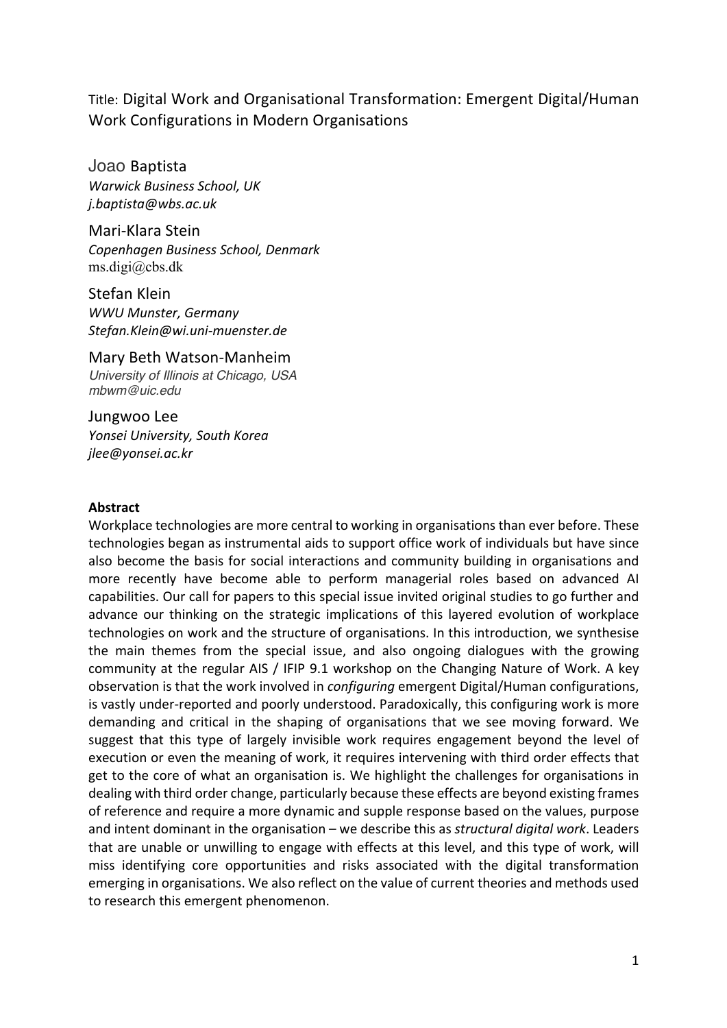Title: Digital Work and Organisational Transformation: Emergent Digital/Human Work Configurations in Modern Organisations

Joao Baptista  
*Warwick Business School, UK*  
*j.baptista@wbs.ac.uk*

Mari-Klara Stein  
*Copenhagen Business School, Denmark*  
ms.digi@cbs.dk

Stefan Klein  
*WWU Munster, Germany*  
*Stefan.Klein@wi.uni-muenster.de*

Mary Beth Watson-Manheim  
*University of Illinois at Chicago, USA*  
*mbwm@uic.edu*

Jungwoo Lee  
*Yonsei University, South Korea*  
*jlee@yonsei.ac.kr*

**Abstract**

Workplace technologies are more central to working in organisations than ever before. These technologies began as instrumental aids to support office work of individuals but have since also become the basis for social interactions and community building in organisations and more recently have become able to perform managerial roles based on advanced AI capabilities. Our call for papers to this special issue invited original studies to go further and advance our thinking on the strategic implications of this layered evolution of workplace technologies on work and the structure of organisations. In this introduction, we synthesise the main themes from the special issue, and also ongoing dialogues with the growing community at the regular AIS / IFIP 9.1 workshop on the Changing Nature of Work. A key observation is that the work involved in *configuring* emergent Digital/Human configurations, is vastly under-reported and poorly understood. Paradoxically, this configuring work is more demanding and critical in the shaping of organisations that we see moving forward. We suggest that this type of largely invisible work requires engagement beyond the level of execution or even the meaning of work, it requires intervening with third order effects that get to the core of what an organisation is. We highlight the challenges for organisations in dealing with third order change, particularly because these effects are beyond existing frames of reference and require a more dynamic and supple response based on the values, purpose and intent dominant in the organisation – we describe this as *structural digital work*. Leaders that are unable or unwilling to engage with effects at this level, and this type of work, will miss identifying core opportunities and risks associated with the digital transformation emerging in organisations. We also reflect on the value of current theories and methods used to research this emergent phenomenon.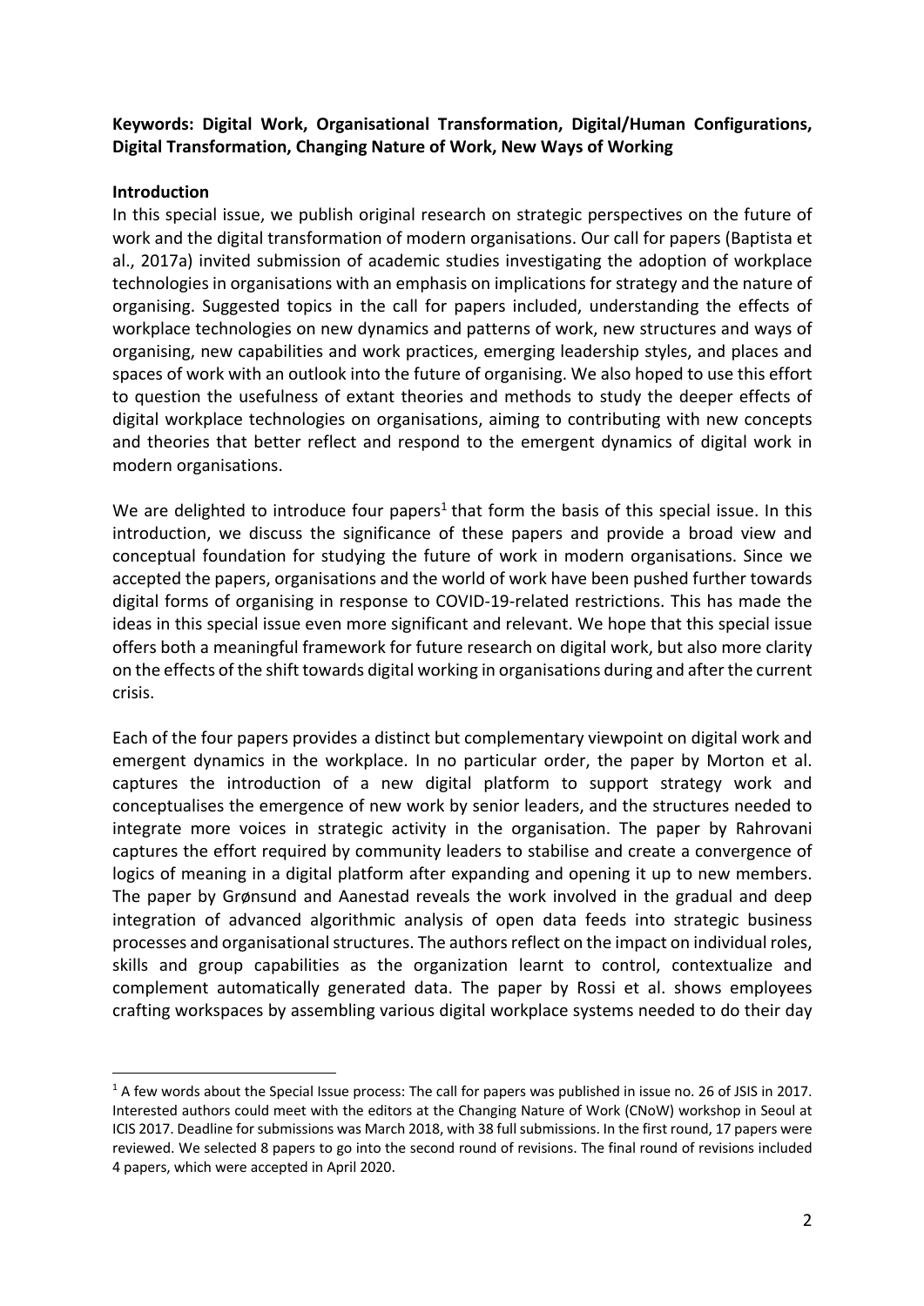**Keywords: Digital Work, Organisational Transformation, Digital/Human Configurations, Digital Transformation, Changing Nature of Work, New Ways of Working**

**Introduction**

In this special issue, we publish original research on strategic perspectives on the future of work and the digital transformation of modern organisations. Our call for papers (Baptista et al., 2017a) invited submission of academic studies investigating the adoption of workplace technologies in organisations with an emphasis on implications for strategy and the nature of organising. Suggested topics in the call for papers included, understanding the effects of workplace technologies on new dynamics and patterns of work, new structures and ways of organising, new capabilities and work practices, emerging leadership styles, and places and spaces of work with an outlook into the future of organising. We also hoped to use this effort to question the usefulness of extant theories and methods to study the deeper effects of digital workplace technologies on organisations, aiming to contributing with new concepts and theories that better reflect and respond to the emergent dynamics of digital work in modern organisations.

We are delighted to introduce four papers[1] that form the basis of this special issue. In this introduction, we discuss the significance of these papers and provide a broad view and conceptual foundation for studying the future of work in modern organisations. Since we accepted the papers, organisations and the world of work have been pushed further towards digital forms of organising in response to COVID-19-related restrictions. This has made the ideas in this special issue even more significant and relevant. We hope that this special issue offers both a meaningful framework for future research on digital work, but also more clarity on the effects of the shift towards digital working in organisations during and after the current crisis.

Each of the four papers provides a distinct but complementary viewpoint on digital work and emergent dynamics in the workplace. In no particular order, the paper by Morton et al. captures the introduction of a new digital platform to support strategy work and conceptualises the emergence of new work by senior leaders, and the structures needed to integrate more voices in strategic activity in the organisation. The paper by Rahrovani captures the effort required by community leaders to stabilise and create a convergence of logics of meaning in a digital platform after expanding and opening it up to new members. The paper by Grønsund and Aanestad reveals the work involved in the gradual and deep integration of advanced algorithmic analysis of open data feeds into strategic business processes and organisational structures. The authors reflect on the impact on individual roles, skills and group capabilities as the organization learnt to control, contextualize and complement automatically generated data. The paper by Rossi et al. shows employees crafting workspaces by assembling various digital workplace systems needed to do their day

[1] A few words about the Special Issue process: The call for papers was published in issue no. 26 of JSIS in 2017. Interested authors could meet with the editors at the Changing Nature of Work (CNoW) workshop in Seoul at ICIS 2017. Deadline for submissions was March 2018, with 38 full submissions. In the first round, 17 papers were reviewed. We selected 8 papers to go into the second round of revisions. The final round of revisions included 4 papers, which were accepted in April 2020.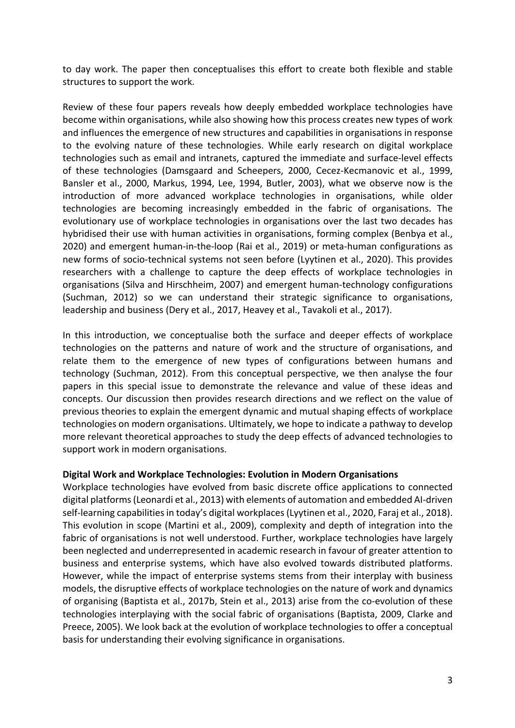to day work. The paper then conceptualises this effort to create both flexible and stable structures to support the work.

Review of these four papers reveals how deeply embedded workplace technologies have become within organisations, while also showing how this process creates new types of work and influences the emergence of new structures and capabilities in organisations in response to the evolving nature of these technologies. While early research on digital workplace technologies such as email and intranets, captured the immediate and surface-level effects of these technologies (Damsgaard and Scheepers, 2000, Cecez-Kecmanovic et al., 1999, Bansler et al., 2000, Markus, 1994, Lee, 1994, Butler, 2003), what we observe now is the introduction of more advanced workplace technologies in organisations, while older technologies are becoming increasingly embedded in the fabric of organisations. The evolutionary use of workplace technologies in organisations over the last two decades has hybridised their use with human activities in organisations, forming complex (Benbya et al., 2020) and emergent human-in-the-loop (Rai et al., 2019) or meta-human configurations as new forms of socio-technical systems not seen before (Lyytinen et al., 2020). This provides researchers with a challenge to capture the deep effects of workplace technologies in organisations (Silva and Hirschheim, 2007) and emergent human-technology configurations (Suchman, 2012) so we can understand their strategic significance to organisations, leadership and business (Dery et al., 2017, Heavey et al., Tavakoli et al., 2017).

In this introduction, we conceptualise both the surface and deeper effects of workplace technologies on the patterns and nature of work and the structure of organisations, and relate them to the emergence of new types of configurations between humans and technology (Suchman, 2012). From this conceptual perspective, we then analyse the four papers in this special issue to demonstrate the relevance and value of these ideas and concepts. Our discussion then provides research directions and we reflect on the value of previous theories to explain the emergent dynamic and mutual shaping effects of workplace technologies on modern organisations. Ultimately, we hope to indicate a pathway to develop more relevant theoretical approaches to study the deep effects of advanced technologies to support work in modern organisations.

**Digital Work and Workplace Technologies: Evolution in Modern Organisations**

Workplace technologies have evolved from basic discrete office applications to connected digital platforms (Leonardi et al., 2013) with elements of automation and embedded AI-driven self-learning capabilities in today's digital workplaces (Lyytinen et al., 2020, Faraj et al., 2018). This evolution in scope (Martini et al., 2009), complexity and depth of integration into the fabric of organisations is not well understood. Further, workplace technologies have largely been neglected and underrepresented in academic research in favour of greater attention to business and enterprise systems, which have also evolved towards distributed platforms. However, while the impact of enterprise systems stems from their interplay with business models, the disruptive effects of workplace technologies on the nature of work and dynamics of organising (Baptista et al., 2017b, Stein et al., 2013) arise from the co-evolution of these technologies interplaying with the social fabric of organisations (Baptista, 2009, Clarke and Preece, 2005). We look back at the evolution of workplace technologies to offer a conceptual basis for understanding their evolving significance in organisations.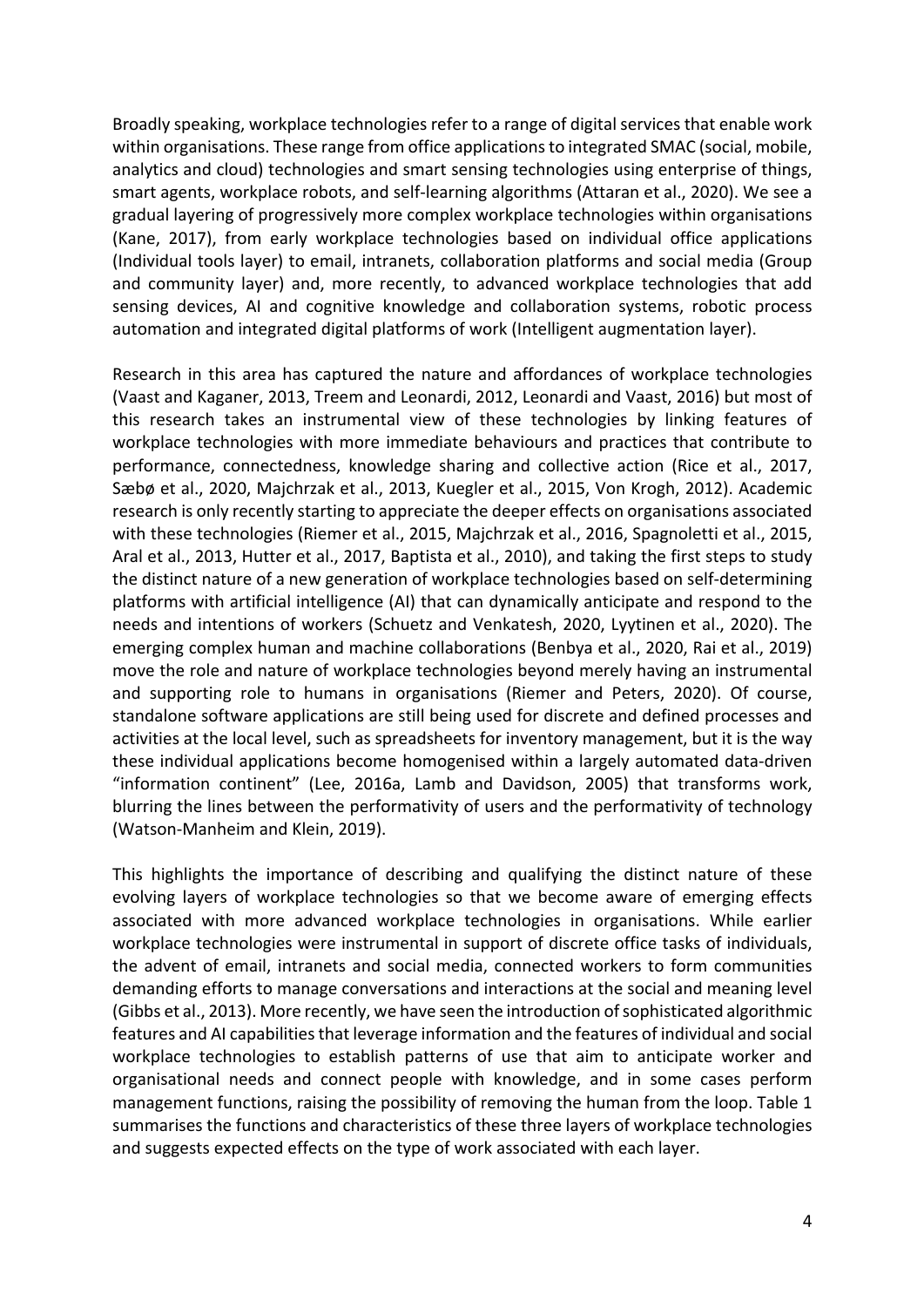Broadly speaking, workplace technologies refer to a range of digital services that enable work within organisations. These range from office applications to integrated SMAC (social, mobile, analytics and cloud) technologies and smart sensing technologies using enterprise of things, smart agents, workplace robots, and self-learning algorithms (Attaran et al., 2020). We see a gradual layering of progressively more complex workplace technologies within organisations (Kane, 2017), from early workplace technologies based on individual office applications (Individual tools layer) to email, intranets, collaboration platforms and social media (Group and community layer) and, more recently, to advanced workplace technologies that add sensing devices, AI and cognitive knowledge and collaboration systems, robotic process automation and integrated digital platforms of work (Intelligent augmentation layer).

Research in this area has captured the nature and affordances of workplace technologies (Vaast and Kaganer, 2013, Treem and Leonardi, 2012, Leonardi and Vaast, 2016) but most of this research takes an instrumental view of these technologies by linking features of workplace technologies with more immediate behaviours and practices that contribute to performance, connectedness, knowledge sharing and collective action (Rice et al., 2017, Sæbø et al., 2020, Majchrzak et al., 2013, Kuegler et al., 2015, Von Krogh, 2012). Academic research is only recently starting to appreciate the deeper effects on organisations associated with these technologies (Riemer et al., 2015, Majchrzak et al., 2016, Spagnoletti et al., 2015, Aral et al., 2013, Hutter et al., 2017, Baptista et al., 2010), and taking the first steps to study the distinct nature of a new generation of workplace technologies based on self-determining platforms with artificial intelligence (AI) that can dynamically anticipate and respond to the needs and intentions of workers (Schuetz and Venkatesh, 2020, Lyytinen et al., 2020). The emerging complex human and machine collaborations (Benbya et al., 2020, Rai et al., 2019) move the role and nature of workplace technologies beyond merely having an instrumental and supporting role to humans in organisations (Riemer and Peters, 2020). Of course, standalone software applications are still being used for discrete and defined processes and activities at the local level, such as spreadsheets for inventory management, but it is the way these individual applications become homogenised within a largely automated data-driven "information continent" (Lee, 2016a, Lamb and Davidson, 2005) that transforms work, blurring the lines between the performativity of users and the performativity of technology (Watson-Manheim and Klein, 2019).

This highlights the importance of describing and qualifying the distinct nature of these evolving layers of workplace technologies so that we become aware of emerging effects associated with more advanced workplace technologies in organisations. While earlier workplace technologies were instrumental in support of discrete office tasks of individuals, the advent of email, intranets and social media, connected workers to form communities demanding efforts to manage conversations and interactions at the social and meaning level (Gibbs et al., 2013). More recently, we have seen the introduction of sophisticated algorithmic features and AI capabilities that leverage information and the features of individual and social workplace technologies to establish patterns of use that aim to anticipate worker and organisational needs and connect people with knowledge, and in some cases perform management functions, raising the possibility of removing the human from the loop. Table 1 summarises the functions and characteristics of these three layers of workplace technologies and suggests expected effects on the type of work associated with each layer.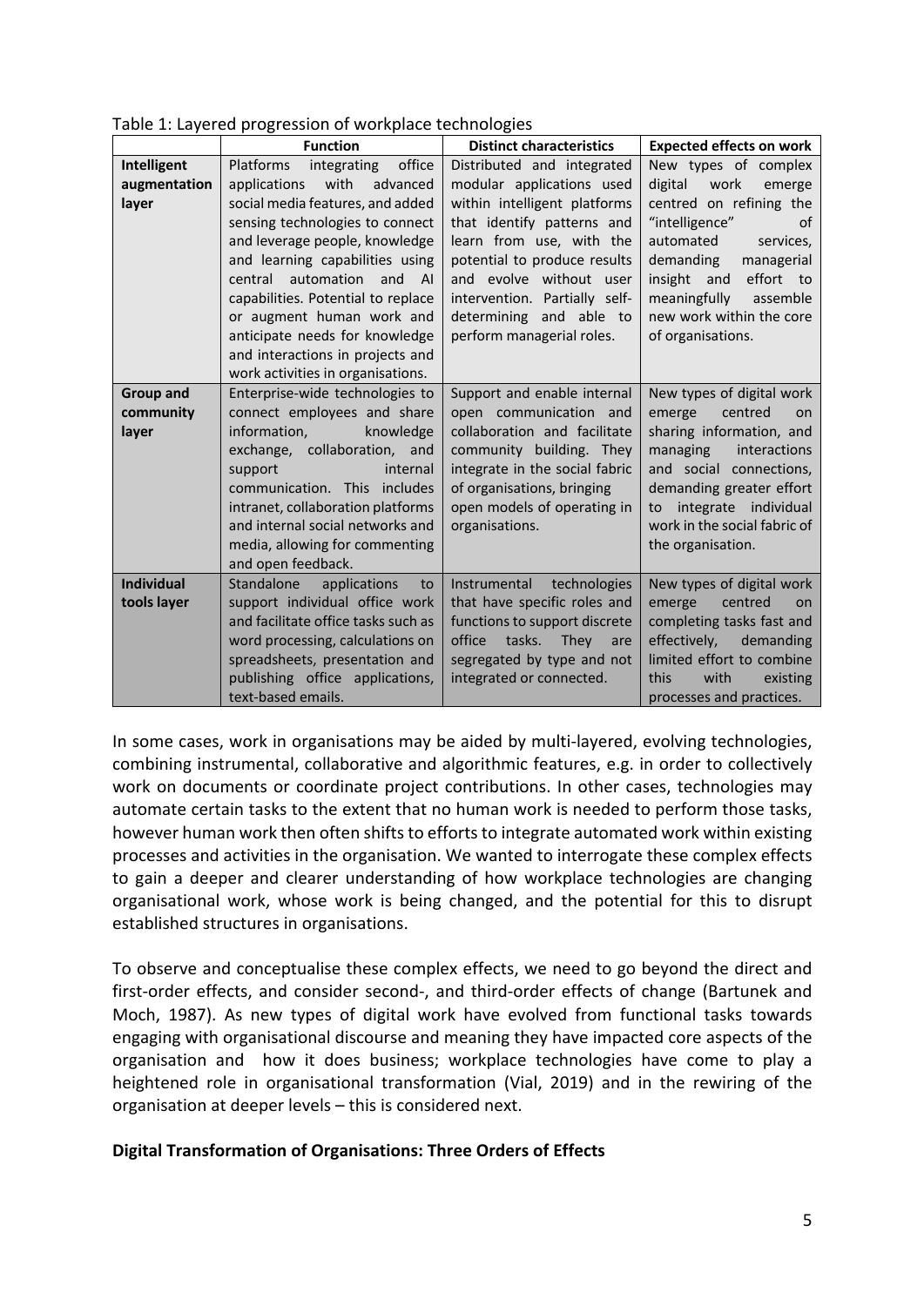Table 1: Layered progression of workplace technologies

| | Function | Distinct characteristics | Expected effects on work |
|---|---|---|---|
| **Intelligent augmentation layer** | Platforms integrating office applications with advanced social media features, and added sensing technologies to connect and leverage people, knowledge and learning capabilities using central automation and AI capabilities. Potential to replace or augment human work and anticipate needs for knowledge and interactions in projects and work activities in organisations. | Distributed and integrated modular applications used within intelligent platforms that identify patterns and learn from use, with the potential to produce results and evolve without user intervention. Partially self-determining and able to perform managerial roles. | New types of complex digital work emerge centred on refining the "intelligence" of automated services, demanding managerial insight and effort to meaningfully assemble new work within the core of organisations. |
| **Group and community layer** | Enterprise-wide technologies to connect employees and share information, knowledge exchange, collaboration, and support internal communication. This includes intranet, collaboration platforms and internal social networks and media, allowing for commenting and open feedback. | Support and enable internal open communication and collaboration and facilitate community building. They integrate in the social fabric of organisations, bringing open models of operating in organisations. | New types of digital work emerge centred on sharing information, and managing interactions and social connections, demanding greater effort to integrate individual work in the social fabric of the organisation. |
| **Individual tools layer** | Standalone applications to support individual office work and facilitate office tasks such as word processing, calculations on spreadsheets, presentation and publishing office applications, text-based emails. | Instrumental technologies that have specific roles and functions to support discrete office tasks. They are segregated by type and not integrated or connected. | New types of digital work emerge centred on completing tasks fast and effectively, demanding limited effort to combine this with existing processes and practices. |

In some cases, work in organisations may be aided by multi-layered, evolving technologies, combining instrumental, collaborative and algorithmic features, e.g. in order to collectively work on documents or coordinate project contributions. In other cases, technologies may automate certain tasks to the extent that no human work is needed to perform those tasks, however human work then often shifts to efforts to integrate automated work within existing processes and activities in the organisation. We wanted to interrogate these complex effects to gain a deeper and clearer understanding of how workplace technologies are changing organisational work, whose work is being changed, and the potential for this to disrupt established structures in organisations.

To observe and conceptualise these complex effects, we need to go beyond the direct and first-order effects, and consider second-, and third-order effects of change (Bartunek and Moch, 1987). As new types of digital work have evolved from functional tasks towards engaging with organisational discourse and meaning they have impacted core aspects of the organisation and how it does business; workplace technologies have come to play a heightened role in organisational transformation (Vial, 2019) and in the rewiring of the organisation at deeper levels – this is considered next.

**Digital Transformation of Organisations: Three Orders of Effects**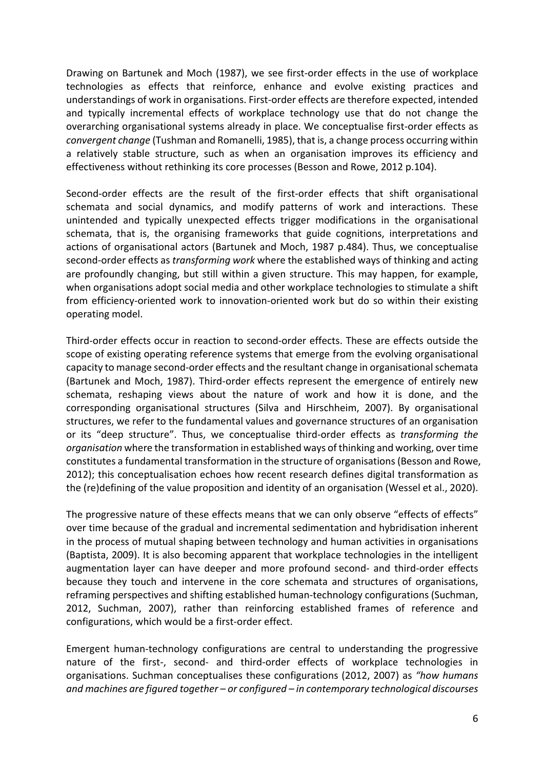Drawing on Bartunek and Moch (1987), we see first-order effects in the use of workplace technologies as effects that reinforce, enhance and evolve existing practices and understandings of work in organisations. First-order effects are therefore expected, intended and typically incremental effects of workplace technology use that do not change the overarching organisational systems already in place. We conceptualise first-order effects as *convergent change* (Tushman and Romanelli, 1985), that is, a change process occurring within a relatively stable structure, such as when an organisation improves its efficiency and effectiveness without rethinking its core processes (Besson and Rowe, 2012 p.104).

Second-order effects are the result of the first-order effects that shift organisational schemata and social dynamics, and modify patterns of work and interactions. These unintended and typically unexpected effects trigger modifications in the organisational schemata, that is, the organising frameworks that guide cognitions, interpretations and actions of organisational actors (Bartunek and Moch, 1987 p.484). Thus, we conceptualise second-order effects as *transforming work* where the established ways of thinking and acting are profoundly changing, but still within a given structure. This may happen, for example, when organisations adopt social media and other workplace technologies to stimulate a shift from efficiency-oriented work to innovation-oriented work but do so within their existing operating model.

Third-order effects occur in reaction to second-order effects. These are effects outside the scope of existing operating reference systems that emerge from the evolving organisational capacity to manage second-order effects and the resultant change in organisational schemata (Bartunek and Moch, 1987). Third-order effects represent the emergence of entirely new schemata, reshaping views about the nature of work and how it is done, and the corresponding organisational structures (Silva and Hirschheim, 2007). By organisational structures, we refer to the fundamental values and governance structures of an organisation or its "deep structure". Thus, we conceptualise third-order effects as *transforming the organisation* where the transformation in established ways of thinking and working, over time constitutes a fundamental transformation in the structure of organisations (Besson and Rowe, 2012); this conceptualisation echoes how recent research defines digital transformation as the (re)defining of the value proposition and identity of an organisation (Wessel et al., 2020).

The progressive nature of these effects means that we can only observe "effects of effects" over time because of the gradual and incremental sedimentation and hybridisation inherent in the process of mutual shaping between technology and human activities in organisations (Baptista, 2009). It is also becoming apparent that workplace technologies in the intelligent augmentation layer can have deeper and more profound second- and third-order effects because they touch and intervene in the core schemata and structures of organisations, reframing perspectives and shifting established human-technology configurations (Suchman, 2012, Suchman, 2007), rather than reinforcing established frames of reference and configurations, which would be a first-order effect.

Emergent human-technology configurations are central to understanding the progressive nature of the first-, second- and third-order effects of workplace technologies in organisations. Suchman conceptualises these configurations (2012, 2007) as *"how humans and machines are figured together – or configured – in contemporary technological discourses*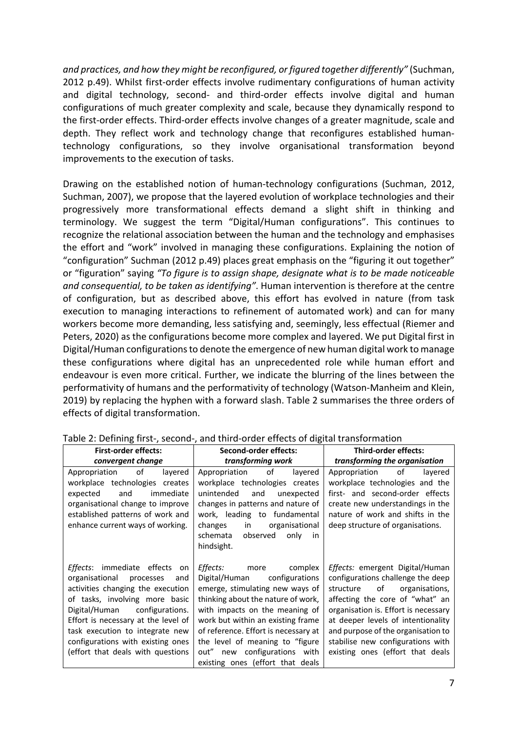*and practices, and how they might be reconfigured, or figured together differently"* (Suchman, 2012 p.49). Whilst first-order effects involve rudimentary configurations of human activity and digital technology, second- and third-order effects involve digital and human configurations of much greater complexity and scale, because they dynamically respond to the first-order effects. Third-order effects involve changes of a greater magnitude, scale and depth. They reflect work and technology change that reconfigures established human-technology configurations, so they involve organisational transformation beyond improvements to the execution of tasks.

Drawing on the established notion of human-technology configurations (Suchman, 2012, Suchman, 2007), we propose that the layered evolution of workplace technologies and their progressively more transformational effects demand a slight shift in thinking and terminology. We suggest the term "Digital/Human configurations". This continues to recognize the relational association between the human and the technology and emphasises the effort and "work" involved in managing these configurations. Explaining the notion of "configuration" Suchman (2012 p.49) places great emphasis on the "figuring it out together" or "figuration" saying *"To figure is to assign shape, designate what is to be made noticeable and consequential, to be taken as identifying"*. Human intervention is therefore at the centre of configuration, but as described above, this effort has evolved in nature (from task execution to managing interactions to refinement of automated work) and can for many workers become more demanding, less satisfying and, seemingly, less effectual (Riemer and Peters, 2020) as the configurations become more complex and layered. We put Digital first in Digital/Human configurations to denote the emergence of new human digital work to manage these configurations where digital has an unprecedented role while human effort and endeavour is even more critical. Further, we indicate the blurring of the lines between the performativity of humans and the performativity of technology (Watson-Manheim and Klein, 2019) by replacing the hyphen with a forward slash. Table 2 summarises the three orders of effects of digital transformation.

Table 2: Defining first-, second-, and third-order effects of digital transformation

| **First-order effects:** *convergent change* | **Second-order effects:** *transforming work* | **Third-order effects:** *transforming the organisation* |
|---|---|---|
| Appropriation of layered workplace technologies creates expected and immediate organisational change to improve established patterns of work and enhance current ways of working. | Appropriation of layered workplace technologies creates unintended and unexpected changes in patterns and nature of work, leading to fundamental changes in organisational schemata observed only in hindsight. | Appropriation of layered workplace technologies and the first- and second-order effects create new understandings in the nature of work and shifts in the deep structure of organisations. |
| *Effects*: immediate effects on organisational processes and activities changing the execution of tasks, involving more basic Digital/Human configurations. Effort is necessary at the level of task execution to integrate new configurations with existing ones (effort that deals with questions | *Effects:* more complex Digital/Human configurations emerge, stimulating new ways of thinking about the nature of work, with impacts on the meaning of work but within an existing frame of reference. Effort is necessary at the level of meaning to "figure out" new configurations with existing ones (effort that deals | *Effects:* emergent Digital/Human configurations challenge the deep structure of organisations, affecting the core of "what" an organisation is. Effort is necessary at deeper levels of intentionality and purpose of the organisation to stabilise new configurations with existing ones (effort that deals |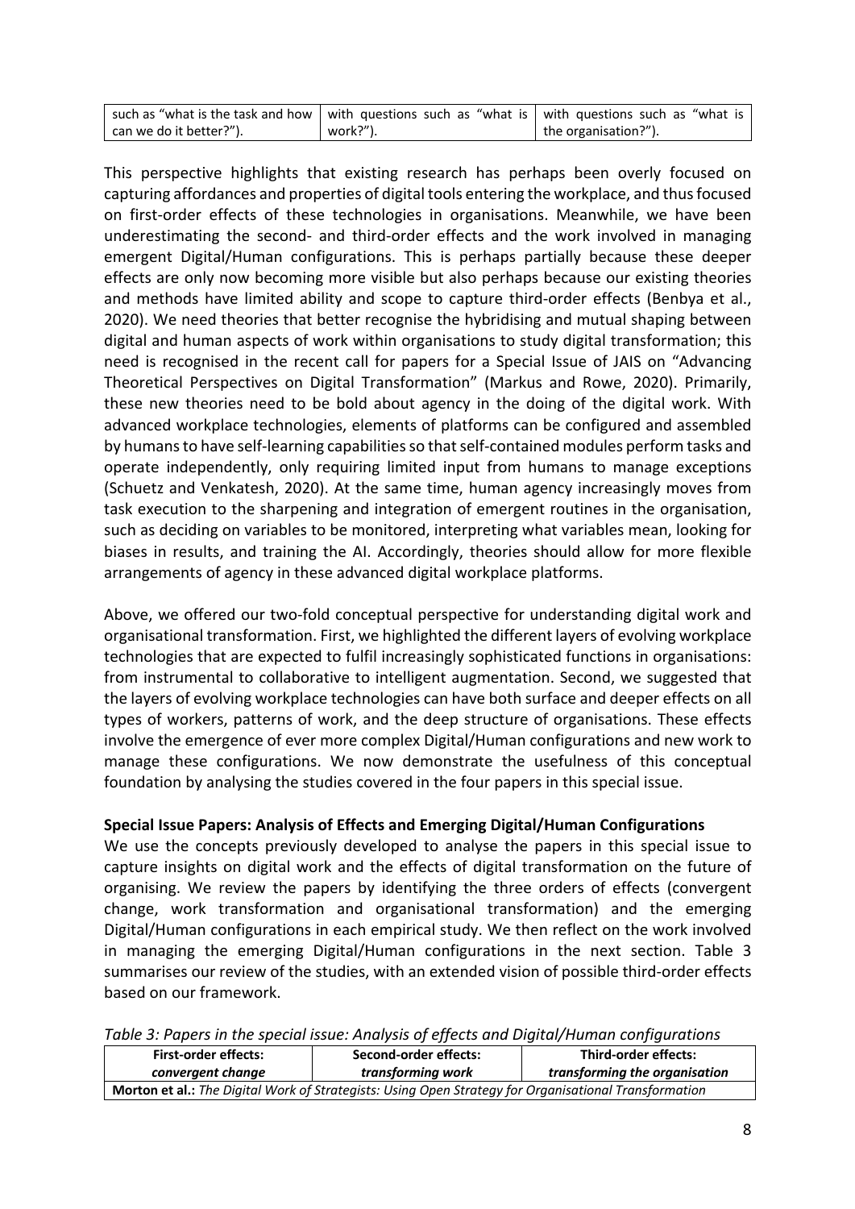| such as "what is the task and how can we do it better?"). | with questions such as "what is work?"). | with questions such as "what is the organisation?"). |
|---|---|---|

This perspective highlights that existing research has perhaps been overly focused on capturing affordances and properties of digital tools entering the workplace, and thus focused on first-order effects of these technologies in organisations. Meanwhile, we have been underestimating the second- and third-order effects and the work involved in managing emergent Digital/Human configurations. This is perhaps partially because these deeper effects are only now becoming more visible but also perhaps because our existing theories and methods have limited ability and scope to capture third-order effects (Benbya et al., 2020). We need theories that better recognise the hybridising and mutual shaping between digital and human aspects of work within organisations to study digital transformation; this need is recognised in the recent call for papers for a Special Issue of JAIS on "Advancing Theoretical Perspectives on Digital Transformation" (Markus and Rowe, 2020). Primarily, these new theories need to be bold about agency in the doing of the digital work. With advanced workplace technologies, elements of platforms can be configured and assembled by humans to have self-learning capabilities so that self-contained modules perform tasks and operate independently, only requiring limited input from humans to manage exceptions (Schuetz and Venkatesh, 2020). At the same time, human agency increasingly moves from task execution to the sharpening and integration of emergent routines in the organisation, such as deciding on variables to be monitored, interpreting what variables mean, looking for biases in results, and training the AI. Accordingly, theories should allow for more flexible arrangements of agency in these advanced digital workplace platforms.

Above, we offered our two-fold conceptual perspective for understanding digital work and organisational transformation. First, we highlighted the different layers of evolving workplace technologies that are expected to fulfil increasingly sophisticated functions in organisations: from instrumental to collaborative to intelligent augmentation. Second, we suggested that the layers of evolving workplace technologies can have both surface and deeper effects on all types of workers, patterns of work, and the deep structure of organisations. These effects involve the emergence of ever more complex Digital/Human configurations and new work to manage these configurations. We now demonstrate the usefulness of this conceptual foundation by analysing the studies covered in the four papers in this special issue.

**Special Issue Papers: Analysis of Effects and Emerging Digital/Human Configurations**

We use the concepts previously developed to analyse the papers in this special issue to capture insights on digital work and the effects of digital transformation on the future of organising. We review the papers by identifying the three orders of effects (convergent change, work transformation and organisational transformation) and the emerging Digital/Human configurations in each empirical study. We then reflect on the work involved in managing the emerging Digital/Human configurations in the next section. Table 3 summarises our review of the studies, with an extended vision of possible third-order effects based on our framework.

*Table 3: Papers in the special issue: Analysis of effects and Digital/Human configurations*

| **First-order effects:** *convergent change* | **Second-order effects:** *transforming work* | **Third-order effects:** *transforming the organisation* |
|---|---|---|
| **Morton et al.:** *The Digital Work of Strategists: Using Open Strategy for Organisational Transformation* | | |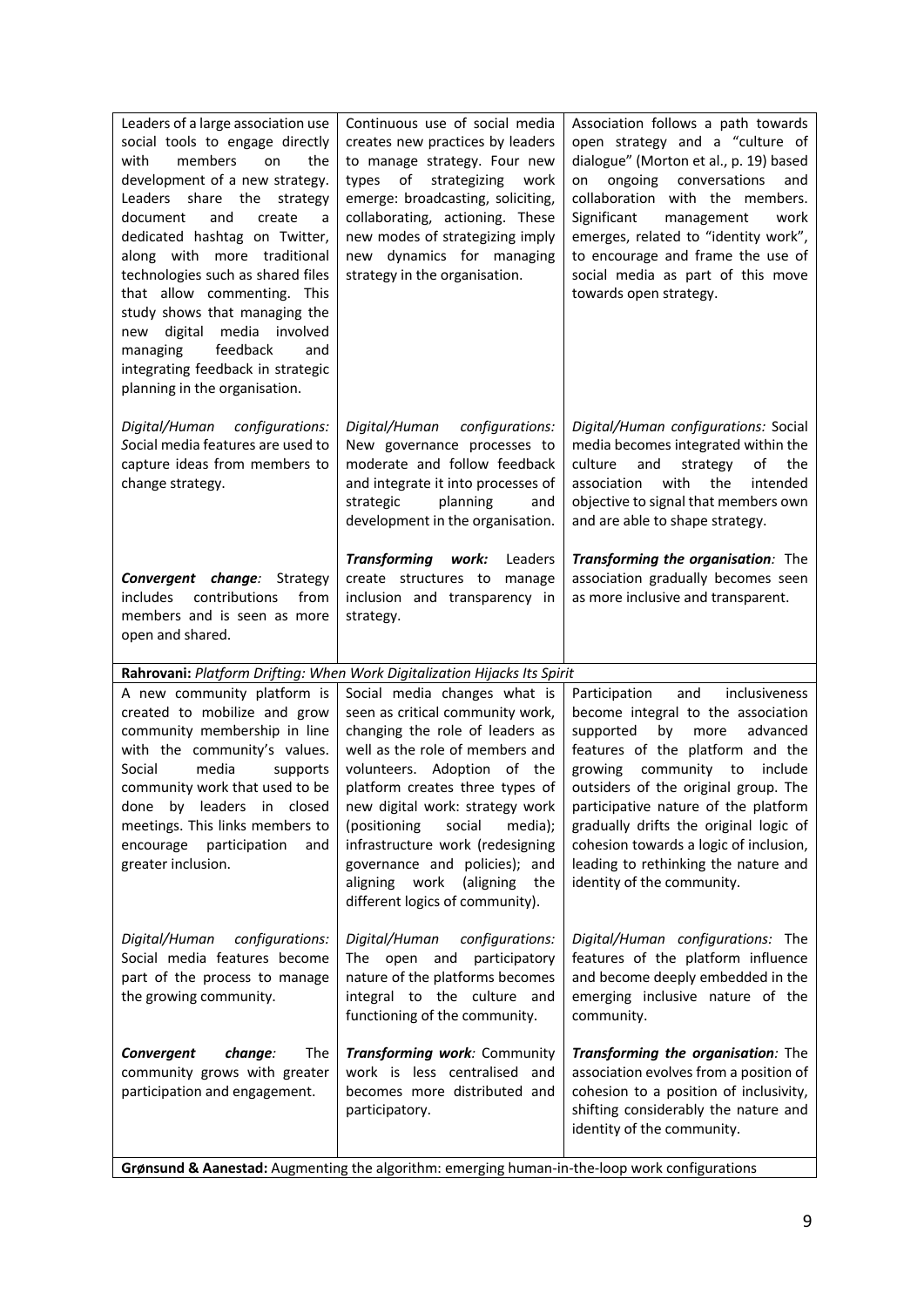| | | |
|---|---|---|
| Leaders of a large association use social tools to engage directly with members on the development of a new strategy. Leaders share the strategy document and create a dedicated hashtag on Twitter, along with more traditional technologies such as shared files that allow commenting. This study shows that managing the new digital media involved managing feedback and integrating feedback in strategic planning in the organisation. | Continuous use of social media creates new practices by leaders to manage strategy. Four new types of strategizing work emerge: broadcasting, soliciting, collaborating, actioning. These new modes of strategizing imply new dynamics for managing strategy in the organisation. | Association follows a path towards open strategy and a "culture of dialogue" (Morton et al., p. 19) based on ongoing conversations and collaboration with the members. Significant management work emerges, related to "identity work", to encourage and frame the use of social media as part of this move towards open strategy. |
| *Digital/Human configurations: Social media features are used to capture ideas from members to change strategy.* | *Digital/Human configurations:* New governance processes to moderate and follow feedback and integrate it into processes of strategic planning and development in the organisation. | *Digital/Human configurations:* Social media becomes integrated within the culture and strategy of the association with the intended objective to signal that members own and are able to shape strategy. |
| ***Convergent change**:* Strategy includes contributions from members and is seen as more open and shared. | ***Transforming work**:* Leaders create structures to manage inclusion and transparency in strategy. | ***Transforming the organisation**:* The association gradually becomes seen as more inclusive and transparent. |
| **Rahrovani:** *Platform Drifting: When Work Digitalization Hijacks Its Spirit* | | |
| A new community platform is created to mobilize and grow community membership in line with the community's values. Social media supports community work that used to be done by leaders in closed meetings. This links members to encourage participation and greater inclusion. | Social media changes what is seen as critical community work, changing the role of leaders as well as the role of members and volunteers. Adoption of the platform creates three types of new digital work: strategy work (positioning social media); infrastructure work (redesigning governance and policies); and aligning work (aligning the different logics of community). | Participation and inclusiveness become integral to the association supported by more advanced features of the platform and the growing community to include outsiders of the original group. The participative nature of the platform gradually drifts the original logic of cohesion towards a logic of inclusion, leading to rethinking the nature and identity of the community. |
| *Digital/Human configurations:* Social media features become part of the process to manage the growing community. | *Digital/Human configurations:* The open and participatory nature of the platforms becomes integral to the culture and functioning of the community. | *Digital/Human configurations:* The features of the platform influence and become deeply embedded in the emerging inclusive nature of the community. |
| ***Convergent change**:* The community grows with greater participation and engagement. | ***Transforming work**:* Community work is less centralised and becomes more distributed and participatory. | ***Transforming the organisation**:* The association evolves from a position of cohesion to a position of inclusivity, shifting considerably the nature and identity of the community. |
| **Grønsund & Aanestad:** Augmenting the algorithm: emerging human-in-the-loop work configurations | | |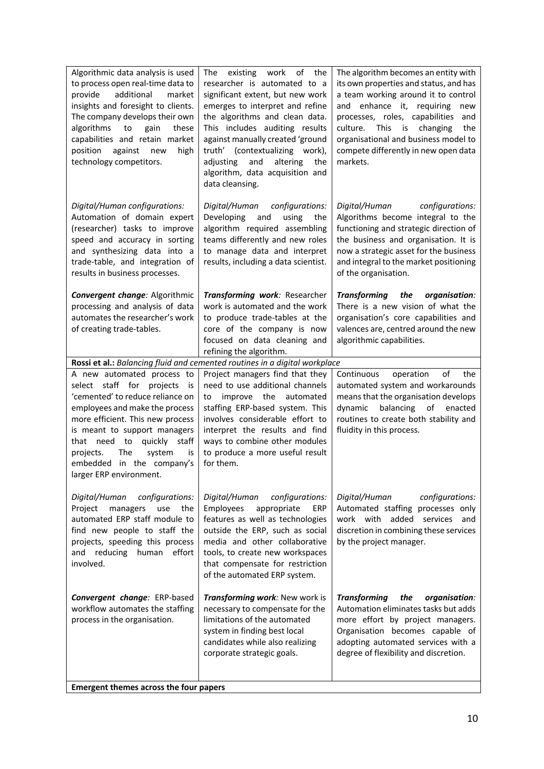| | | |
|---|---|---|
| Algorithmic data analysis is used to process open real-time data to provide additional market insights and foresight to clients. The company develops their own algorithms to gain these capabilities and retain market position against new high technology competitors. | The existing work of the researcher is automated to a significant extent, but new work emerges to interpret and refine the algorithms and clean data. This includes auditing results against manually created 'ground truth' (contextualizing work), adjusting and altering the algorithm, data acquisition and data cleansing. | The algorithm becomes an entity with its own properties and status, and has a team working around it to control and enhance it, requiring new processes, roles, capabilities and culture. This is changing the organisational and business model to compete differently in new open data markets. |
| *Digital/Human configurations:* Automation of domain expert (researcher) tasks to improve speed and accuracy in sorting and synthesizing data into a trade-table, and integration of results in business processes. | *Digital/Human configurations:* Developing and using the algorithm required assembling teams differently and new roles to manage data and interpret results, including a data scientist. | *Digital/Human configurations:* Algorithms become integral to the functioning and strategic direction of the business and organisation. It is now a strategic asset for the business and integral to the market positioning of the organisation. |
| ***Convergent change:*** Algorithmic processing and analysis of data automates the researcher's work of creating trade-tables. | ***Transforming work:*** Researcher work is automated and the work to produce trade-tables at the core of the company is now focused on data cleaning and refining the algorithm. | ***Transforming the organisation:*** There is a new vision of what the organisation's core capabilities and valences are, centred around the new algorithmic capabilities. |
| **Rossi et al.:** *Balancing fluid and cemented routines in a digital workplace* | | |
| A new automated process to select staff for projects is 'cemented' to reduce reliance on employees and make the process more efficient. This new process is meant to support managers that need to quickly staff projects. The system is embedded in the company's larger ERP environment. | Project managers find that they need to use additional channels to improve the automated staffing ERP-based system. This involves considerable effort to interpret the results and find ways to combine other modules to produce a more useful result for them. | Continuous operation of the automated system and workarounds means that the organisation develops dynamic balancing of enacted routines to create both stability and fluidity in this process. |
| *Digital/Human configurations:* Project managers use the automated ERP staff module to find new people to staff the projects, speeding this process and reducing human effort involved. | *Digital/Human configurations:* Employees appropriate ERP features as well as technologies outside the ERP, such as social media and other collaborative tools, to create new workspaces that compensate for restriction of the automated ERP system. | *Digital/Human configurations:* Automated staffing processes only work with added services and discretion in combining these services by the project manager. |
| ***Convergent change:*** ERP-based workflow automates the staffing process in the organisation. | ***Transforming work:*** New work is necessary to compensate for the limitations of the automated system in finding best local candidates while also realizing corporate strategic goals. | ***Transforming the organisation:*** Automation eliminates tasks but adds more effort by project managers. Organisation becomes capable of adopting automated services with a degree of flexibility and discretion. |
| **Emergent themes across the four papers** | | |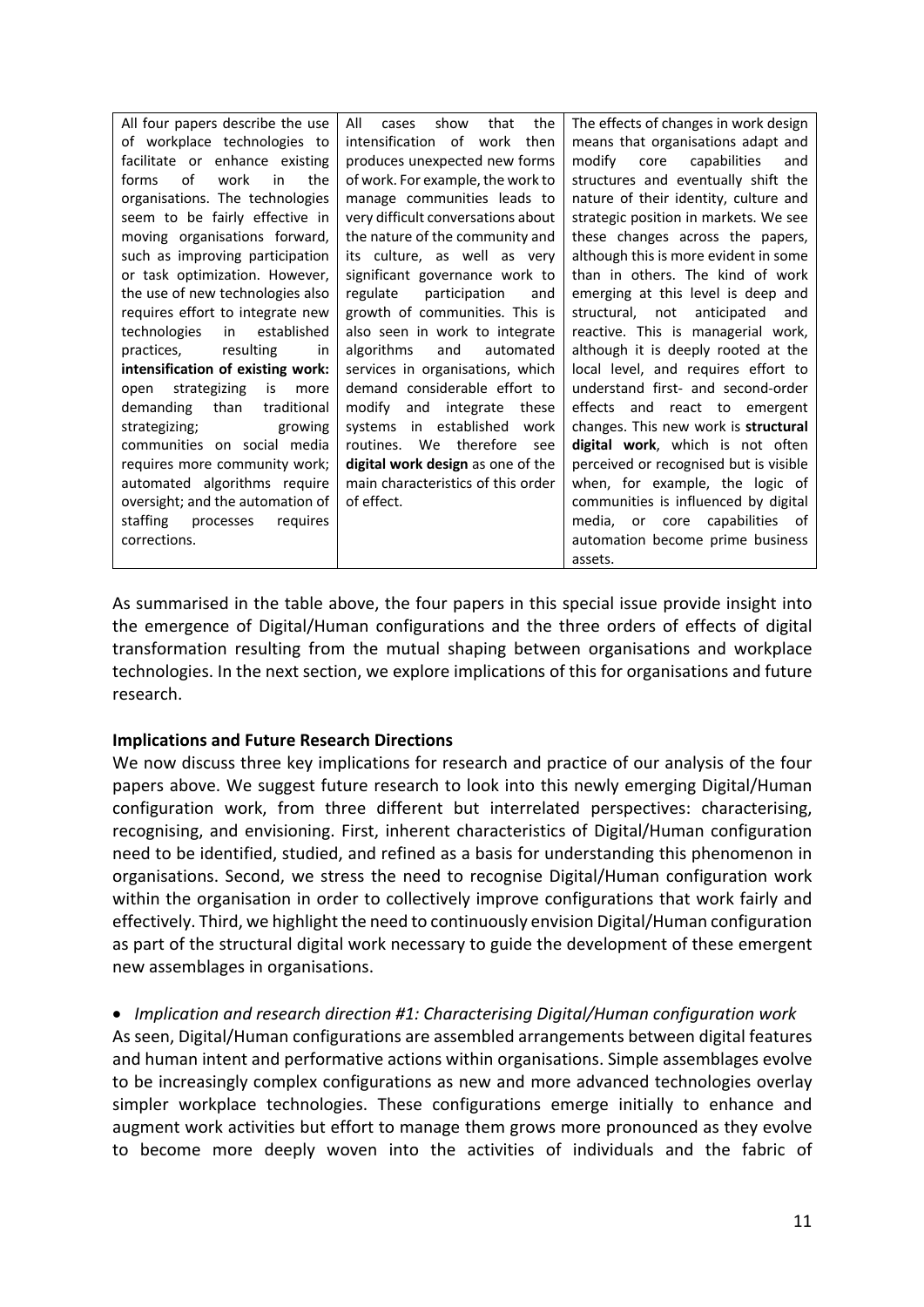| All four papers describe the use of workplace technologies to facilitate or enhance existing forms of work in the organisations. The technologies seem to be fairly effective in moving organisations forward, such as improving participation or task optimization. However, the use of new technologies also requires effort to integrate new technologies in established practices, resulting in **intensification of existing work:** open strategizing is more demanding than traditional strategizing; growing communities on social media requires more community work; automated algorithms require oversight; and the automation of staffing processes requires corrections. | All cases show that the intensification of work then produces unexpected new forms of work. For example, the work to manage communities leads to very difficult conversations about the nature of the community and its culture, as well as very significant governance work to regulate participation and growth of communities. This is also seen in work to integrate algorithms and automated services in organisations, which demand considerable effort to modify and integrate these systems in established work routines. We therefore see **digital work design** as one of the main characteristics of this order of effect. | The effects of changes in work design means that organisations adapt and modify core capabilities and structures and eventually shift the nature of their identity, culture and strategic position in markets. We see these changes across the papers, although this is more evident in some than in others. The kind of work emerging at this level is deep and structural, not anticipated and reactive. This is managerial work, although it is deeply rooted at the local level, and requires effort to understand first- and second-order effects and react to emergent changes. This new work is **structural digital work**, which is not often perceived or recognised but is visible when, for example, the logic of communities is influenced by digital media, or core capabilities of automation become prime business assets. |
|---|---|---|

As summarised in the table above, the four papers in this special issue provide insight into the emergence of Digital/Human configurations and the three orders of effects of digital transformation resulting from the mutual shaping between organisations and workplace technologies. In the next section, we explore implications of this for organisations and future research.

## Implications and Future Research Directions

We now discuss three key implications for research and practice of our analysis of the four papers above. We suggest future research to look into this newly emerging Digital/Human configuration work, from three different but interrelated perspectives: characterising, recognising, and envisioning. First, inherent characteristics of Digital/Human configuration need to be identified, studied, and refined as a basis for understanding this phenomenon in organisations. Second, we stress the need to recognise Digital/Human configuration work within the organisation in order to collectively improve configurations that work fairly and effectively. Third, we highlight the need to continuously envision Digital/Human configuration as part of the structural digital work necessary to guide the development of these emergent new assemblages in organisations.

- *Implication and research direction #1: Characterising Digital/Human configuration work*

As seen, Digital/Human configurations are assembled arrangements between digital features and human intent and performative actions within organisations. Simple assemblages evolve to be increasingly complex configurations as new and more advanced technologies overlay simpler workplace technologies. These configurations emerge initially to enhance and augment work activities but effort to manage them grows more pronounced as they evolve to become more deeply woven into the activities of individuals and the fabric of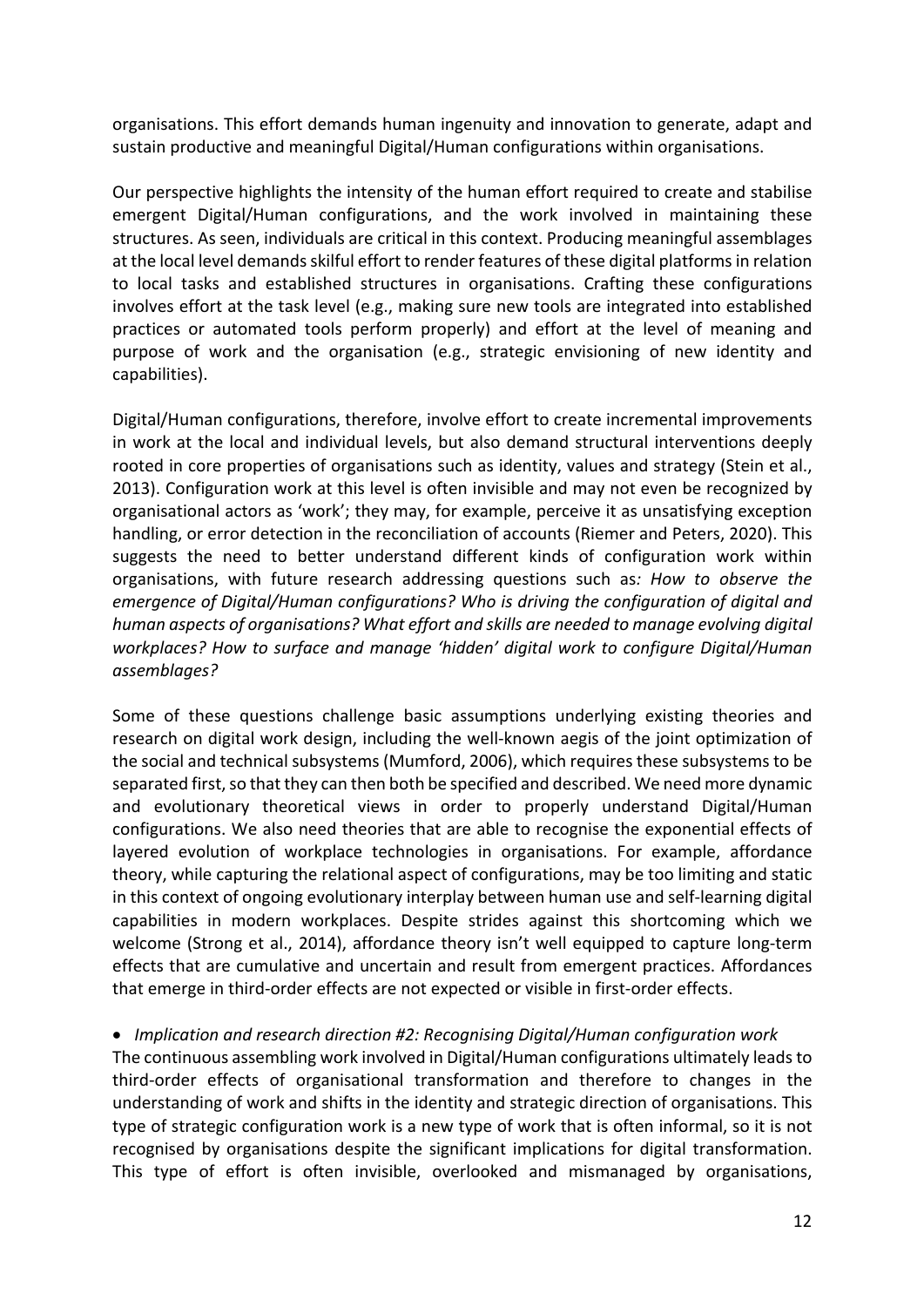organisations. This effort demands human ingenuity and innovation to generate, adapt and sustain productive and meaningful Digital/Human configurations within organisations.

Our perspective highlights the intensity of the human effort required to create and stabilise emergent Digital/Human configurations, and the work involved in maintaining these structures. As seen, individuals are critical in this context. Producing meaningful assemblages at the local level demands skilful effort to render features of these digital platforms in relation to local tasks and established structures in organisations. Crafting these configurations involves effort at the task level (e.g., making sure new tools are integrated into established practices or automated tools perform properly) and effort at the level of meaning and purpose of work and the organisation (e.g., strategic envisioning of new identity and capabilities).

Digital/Human configurations, therefore, involve effort to create incremental improvements in work at the local and individual levels, but also demand structural interventions deeply rooted in core properties of organisations such as identity, values and strategy (Stein et al., 2013). Configuration work at this level is often invisible and may not even be recognized by organisational actors as 'work'; they may, for example, perceive it as unsatisfying exception handling, or error detection in the reconciliation of accounts (Riemer and Peters, 2020). This suggests the need to better understand different kinds of configuration work within organisations, with future research addressing questions such as*: How to observe the emergence of Digital/Human configurations? Who is driving the configuration of digital and human aspects of organisations? What effort and skills are needed to manage evolving digital workplaces? How to surface and manage 'hidden' digital work to configure Digital/Human assemblages?*

Some of these questions challenge basic assumptions underlying existing theories and research on digital work design, including the well-known aegis of the joint optimization of the social and technical subsystems (Mumford, 2006), which requires these subsystems to be separated first, so that they can then both be specified and described. We need more dynamic and evolutionary theoretical views in order to properly understand Digital/Human configurations. We also need theories that are able to recognise the exponential effects of layered evolution of workplace technologies in organisations. For example, affordance theory, while capturing the relational aspect of configurations, may be too limiting and static in this context of ongoing evolutionary interplay between human use and self-learning digital capabilities in modern workplaces. Despite strides against this shortcoming which we welcome (Strong et al., 2014), affordance theory isn't well equipped to capture long-term effects that are cumulative and uncertain and result from emergent practices. Affordances that emerge in third-order effects are not expected or visible in first-order effects.

- *Implication and research direction #2: Recognising Digital/Human configuration work*

The continuous assembling work involved in Digital/Human configurations ultimately leads to third-order effects of organisational transformation and therefore to changes in the understanding of work and shifts in the identity and strategic direction of organisations. This type of strategic configuration work is a new type of work that is often informal, so it is not recognised by organisations despite the significant implications for digital transformation. This type of effort is often invisible, overlooked and mismanaged by organisations,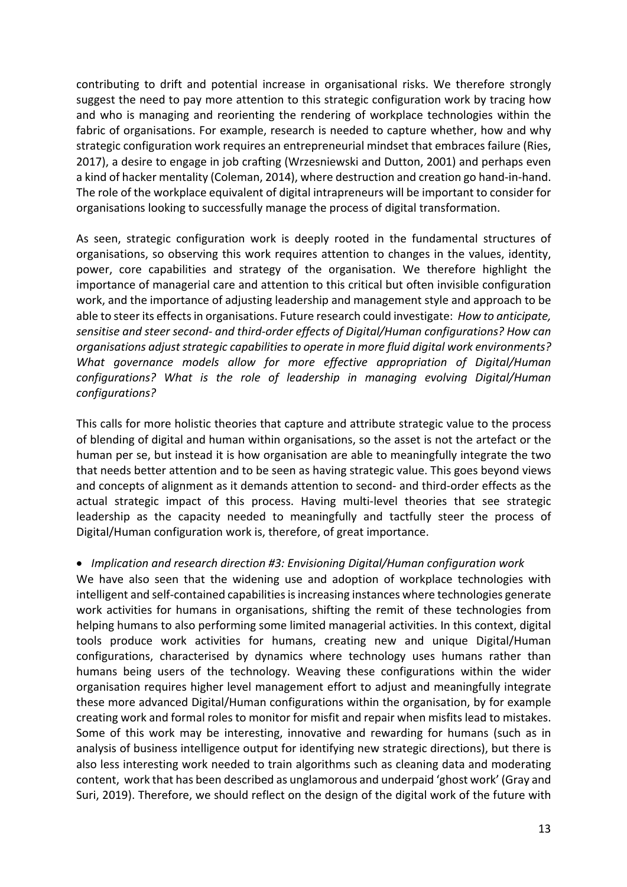contributing to drift and potential increase in organisational risks. We therefore strongly suggest the need to pay more attention to this strategic configuration work by tracing how and who is managing and reorienting the rendering of workplace technologies within the fabric of organisations. For example, research is needed to capture whether, how and why strategic configuration work requires an entrepreneurial mindset that embraces failure (Ries, 2017), a desire to engage in job crafting (Wrzesniewski and Dutton, 2001) and perhaps even a kind of hacker mentality (Coleman, 2014), where destruction and creation go hand-in-hand. The role of the workplace equivalent of digital intrapreneurs will be important to consider for organisations looking to successfully manage the process of digital transformation.

As seen, strategic configuration work is deeply rooted in the fundamental structures of organisations, so observing this work requires attention to changes in the values, identity, power, core capabilities and strategy of the organisation. We therefore highlight the importance of managerial care and attention to this critical but often invisible configuration work, and the importance of adjusting leadership and management style and approach to be able to steer its effects in organisations. Future research could investigate: *How to anticipate, sensitise and steer second- and third-order effects of Digital/Human configurations? How can organisations adjust strategic capabilities to operate in more fluid digital work environments? What governance models allow for more effective appropriation of Digital/Human configurations? What is the role of leadership in managing evolving Digital/Human configurations?*

This calls for more holistic theories that capture and attribute strategic value to the process of blending of digital and human within organisations, so the asset is not the artefact or the human per se, but instead it is how organisation are able to meaningfully integrate the two that needs better attention and to be seen as having strategic value. This goes beyond views and concepts of alignment as it demands attention to second- and third-order effects as the actual strategic impact of this process. Having multi-level theories that see strategic leadership as the capacity needed to meaningfully and tactfully steer the process of Digital/Human configuration work is, therefore, of great importance.

- *Implication and research direction #3: Envisioning Digital/Human configuration work*

We have also seen that the widening use and adoption of workplace technologies with intelligent and self-contained capabilities is increasing instances where technologies generate work activities for humans in organisations, shifting the remit of these technologies from helping humans to also performing some limited managerial activities. In this context, digital tools produce work activities for humans, creating new and unique Digital/Human configurations, characterised by dynamics where technology uses humans rather than humans being users of the technology. Weaving these configurations within the wider organisation requires higher level management effort to adjust and meaningfully integrate these more advanced Digital/Human configurations within the organisation, by for example creating work and formal roles to monitor for misfit and repair when misfits lead to mistakes. Some of this work may be interesting, innovative and rewarding for humans (such as in analysis of business intelligence output for identifying new strategic directions), but there is also less interesting work needed to train algorithms such as cleaning data and moderating content, work that has been described as unglamorous and underpaid 'ghost work' (Gray and Suri, 2019). Therefore, we should reflect on the design of the digital work of the future with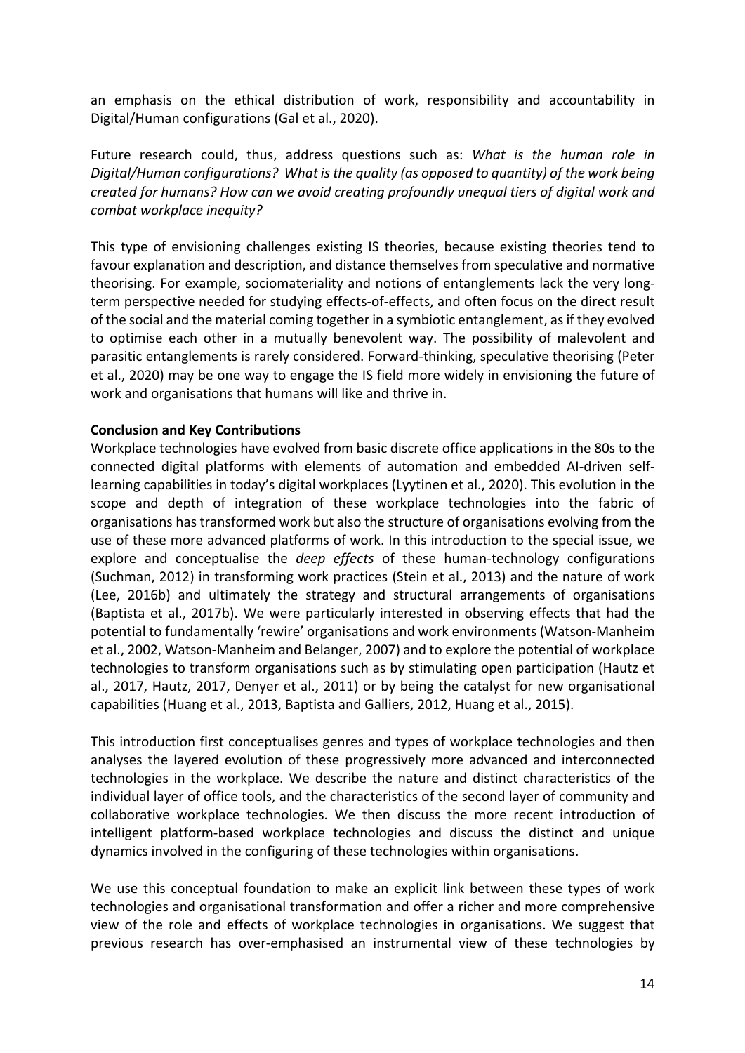an emphasis on the ethical distribution of work, responsibility and accountability in Digital/Human configurations (Gal et al., 2020).

Future research could, thus, address questions such as: *What is the human role in Digital/Human configurations? What is the quality (as opposed to quantity) of the work being created for humans? How can we avoid creating profoundly unequal tiers of digital work and combat workplace inequity?*

This type of envisioning challenges existing IS theories, because existing theories tend to favour explanation and description, and distance themselves from speculative and normative theorising. For example, sociomateriality and notions of entanglements lack the very long-term perspective needed for studying effects-of-effects, and often focus on the direct result of the social and the material coming together in a symbiotic entanglement, as if they evolved to optimise each other in a mutually benevolent way. The possibility of malevolent and parasitic entanglements is rarely considered. Forward-thinking, speculative theorising (Peter et al., 2020) may be one way to engage the IS field more widely in envisioning the future of work and organisations that humans will like and thrive in.

**Conclusion and Key Contributions**

Workplace technologies have evolved from basic discrete office applications in the 80s to the connected digital platforms with elements of automation and embedded AI-driven self-learning capabilities in today's digital workplaces (Lyytinen et al., 2020). This evolution in the scope and depth of integration of these workplace technologies into the fabric of organisations has transformed work but also the structure of organisations evolving from the use of these more advanced platforms of work. In this introduction to the special issue, we explore and conceptualise the *deep effects* of these human-technology configurations (Suchman, 2012) in transforming work practices (Stein et al., 2013) and the nature of work (Lee, 2016b) and ultimately the strategy and structural arrangements of organisations (Baptista et al., 2017b). We were particularly interested in observing effects that had the potential to fundamentally 'rewire' organisations and work environments (Watson-Manheim et al., 2002, Watson-Manheim and Belanger, 2007) and to explore the potential of workplace technologies to transform organisations such as by stimulating open participation (Hautz et al., 2017, Hautz, 2017, Denyer et al., 2011) or by being the catalyst for new organisational capabilities (Huang et al., 2013, Baptista and Galliers, 2012, Huang et al., 2015).

This introduction first conceptualises genres and types of workplace technologies and then analyses the layered evolution of these progressively more advanced and interconnected technologies in the workplace. We describe the nature and distinct characteristics of the individual layer of office tools, and the characteristics of the second layer of community and collaborative workplace technologies. We then discuss the more recent introduction of intelligent platform-based workplace technologies and discuss the distinct and unique dynamics involved in the configuring of these technologies within organisations.

We use this conceptual foundation to make an explicit link between these types of work technologies and organisational transformation and offer a richer and more comprehensive view of the role and effects of workplace technologies in organisations. We suggest that previous research has over-emphasised an instrumental view of these technologies by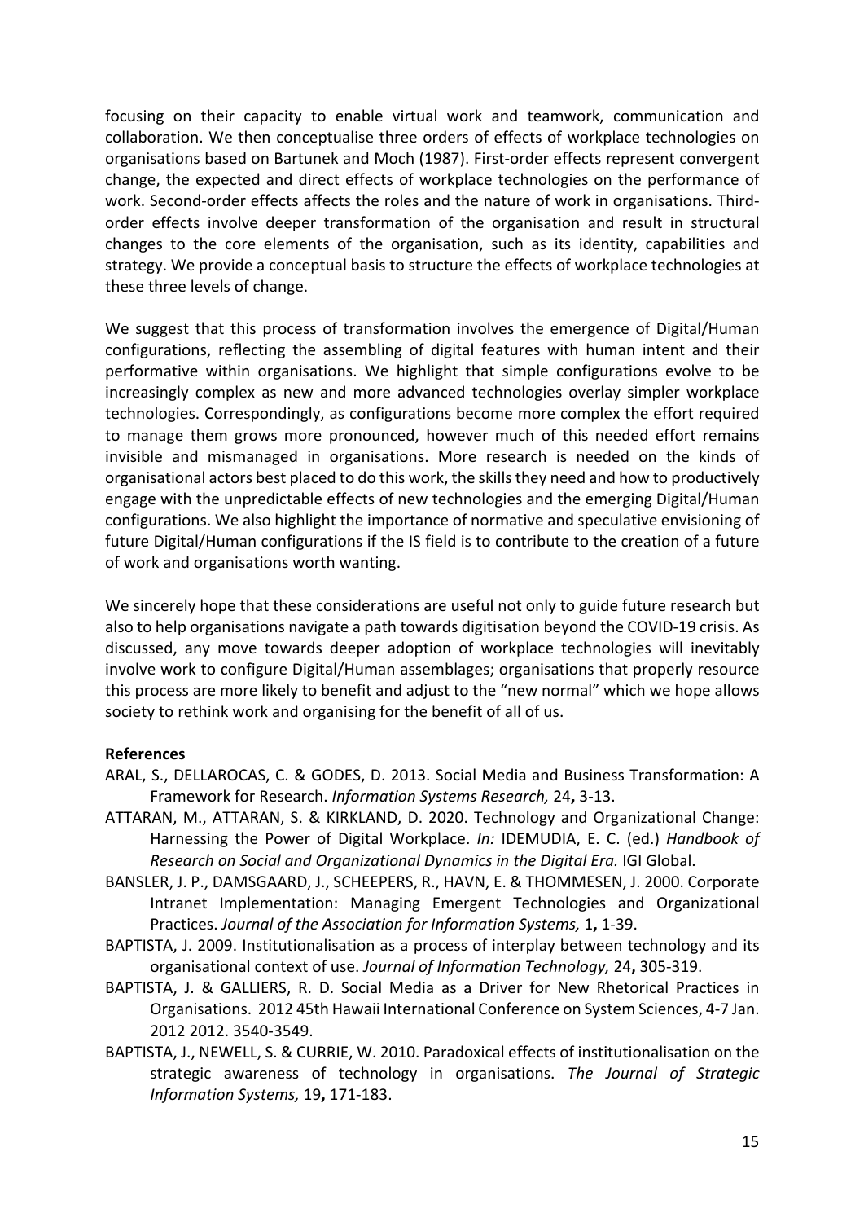focusing on their capacity to enable virtual work and teamwork, communication and collaboration. We then conceptualise three orders of effects of workplace technologies on organisations based on Bartunek and Moch (1987). First-order effects represent convergent change, the expected and direct effects of workplace technologies on the performance of work. Second-order effects affects the roles and the nature of work in organisations. Third-order effects involve deeper transformation of the organisation and result in structural changes to the core elements of the organisation, such as its identity, capabilities and strategy. We provide a conceptual basis to structure the effects of workplace technologies at these three levels of change.

We suggest that this process of transformation involves the emergence of Digital/Human configurations, reflecting the assembling of digital features with human intent and their performative within organisations. We highlight that simple configurations evolve to be increasingly complex as new and more advanced technologies overlay simpler workplace technologies. Correspondingly, as configurations become more complex the effort required to manage them grows more pronounced, however much of this needed effort remains invisible and mismanaged in organisations. More research is needed on the kinds of organisational actors best placed to do this work, the skills they need and how to productively engage with the unpredictable effects of new technologies and the emerging Digital/Human configurations. We also highlight the importance of normative and speculative envisioning of future Digital/Human configurations if the IS field is to contribute to the creation of a future of work and organisations worth wanting.

We sincerely hope that these considerations are useful not only to guide future research but also to help organisations navigate a path towards digitisation beyond the COVID-19 crisis. As discussed, any move towards deeper adoption of workplace technologies will inevitably involve work to configure Digital/Human assemblages; organisations that properly resource this process are more likely to benefit and adjust to the "new normal" which we hope allows society to rethink work and organising for the benefit of all of us.

**References**

ARAL, S., DELLAROCAS, C. & GODES, D. 2013. Social Media and Business Transformation: A Framework for Research. *Information Systems Research,* 24**,** 3-13.

ATTARAN, M., ATTARAN, S. & KIRKLAND, D. 2020. Technology and Organizational Change: Harnessing the Power of Digital Workplace. *In:* IDEMUDIA, E. C. (ed.) *Handbook of Research on Social and Organizational Dynamics in the Digital Era.* IGI Global.

BANSLER, J. P., DAMSGAARD, J., SCHEEPERS, R., HAVN, E. & THOMMESEN, J. 2000. Corporate Intranet Implementation: Managing Emergent Technologies and Organizational Practices. *Journal of the Association for Information Systems,* 1**,** 1-39.

BAPTISTA, J. 2009. Institutionalisation as a process of interplay between technology and its organisational context of use. *Journal of Information Technology,* 24**,** 305-319.

BAPTISTA, J. & GALLIERS, R. D. Social Media as a Driver for New Rhetorical Practices in Organisations. 2012 45th Hawaii International Conference on System Sciences, 4-7 Jan. 2012 2012. 3540-3549.

BAPTISTA, J., NEWELL, S. & CURRIE, W. 2010. Paradoxical effects of institutionalisation on the strategic awareness of technology in organisations. *The Journal of Strategic Information Systems,* 19**,** 171-183.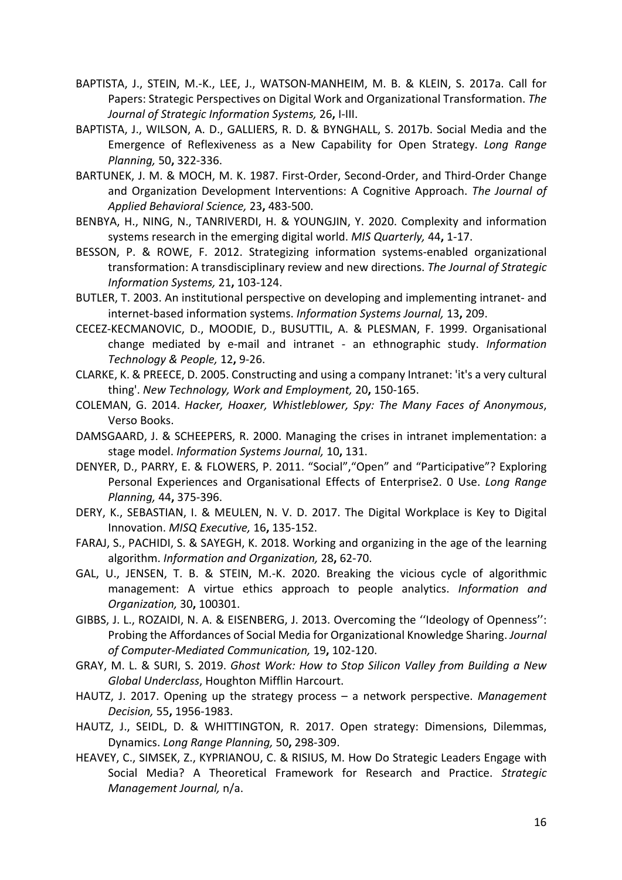BAPTISTA, J., STEIN, M.-K., LEE, J., WATSON-MANHEIM, M. B. & KLEIN, S. 2017a. Call for Papers: Strategic Perspectives on Digital Work and Organizational Transformation. *The Journal of Strategic Information Systems,* 26**,** I-III.

BAPTISTA, J., WILSON, A. D., GALLIERS, R. D. & BYNGHALL, S. 2017b. Social Media and the Emergence of Reflexiveness as a New Capability for Open Strategy. *Long Range Planning,* 50**,** 322-336.

BARTUNEK, J. M. & MOCH, M. K. 1987. First-Order, Second-Order, and Third-Order Change and Organization Development Interventions: A Cognitive Approach. *The Journal of Applied Behavioral Science,* 23**,** 483-500.

BENBYA, H., NING, N., TANRIVERDI, H. & YOUNGJIN, Y. 2020. Complexity and information systems research in the emerging digital world. *MIS Quarterly,* 44**,** 1-17.

BESSON, P. & ROWE, F. 2012. Strategizing information systems-enabled organizational transformation: A transdisciplinary review and new directions. *The Journal of Strategic Information Systems,* 21**,** 103-124.

BUTLER, T. 2003. An institutional perspective on developing and implementing intranet- and internet-based information systems. *Information Systems Journal,* 13**,** 209.

CECEZ-KECMANOVIC, D., MOODIE, D., BUSUTTIL, A. & PLESMAN, F. 1999. Organisational change mediated by e-mail and intranet - an ethnographic study. *Information Technology & People,* 12**,** 9-26.

CLARKE, K. & PREECE, D. 2005. Constructing and using a company Intranet: 'it's a very cultural thing'. *New Technology, Work and Employment,* 20**,** 150-165.

COLEMAN, G. 2014. *Hacker, Hoaxer, Whistleblower, Spy: The Many Faces of Anonymous*, Verso Books.

DAMSGAARD, J. & SCHEEPERS, R. 2000. Managing the crises in intranet implementation: a stage model. *Information Systems Journal,* 10**,** 131.

DENYER, D., PARRY, E. & FLOWERS, P. 2011. "Social","Open" and "Participative"? Exploring Personal Experiences and Organisational Effects of Enterprise2. 0 Use. *Long Range Planning,* 44**,** 375-396.

DERY, K., SEBASTIAN, I. & MEULEN, N. V. D. 2017. The Digital Workplace is Key to Digital Innovation. *MISQ Executive,* 16**,** 135-152.

FARAJ, S., PACHIDI, S. & SAYEGH, K. 2018. Working and organizing in the age of the learning algorithm. *Information and Organization,* 28**,** 62-70.

GAL, U., JENSEN, T. B. & STEIN, M.-K. 2020. Breaking the vicious cycle of algorithmic management: A virtue ethics approach to people analytics. *Information and Organization,* 30**,** 100301.

GIBBS, J. L., ROZAIDI, N. A. & EISENBERG, J. 2013. Overcoming the ''Ideology of Openness'': Probing the Affordances of Social Media for Organizational Knowledge Sharing. *Journal of Computer-Mediated Communication,* 19**,** 102-120.

GRAY, M. L. & SURI, S. 2019. *Ghost Work: How to Stop Silicon Valley from Building a New Global Underclass*, Houghton Mifflin Harcourt.

HAUTZ, J. 2017. Opening up the strategy process – a network perspective. *Management Decision,* 55**,** 1956-1983.

HAUTZ, J., SEIDL, D. & WHITTINGTON, R. 2017. Open strategy: Dimensions, Dilemmas, Dynamics. *Long Range Planning,* 50**,** 298-309.

HEAVEY, C., SIMSEK, Z., KYPRIANOU, C. & RISIUS, M. How Do Strategic Leaders Engage with Social Media? A Theoretical Framework for Research and Practice. *Strategic Management Journal,* n/a.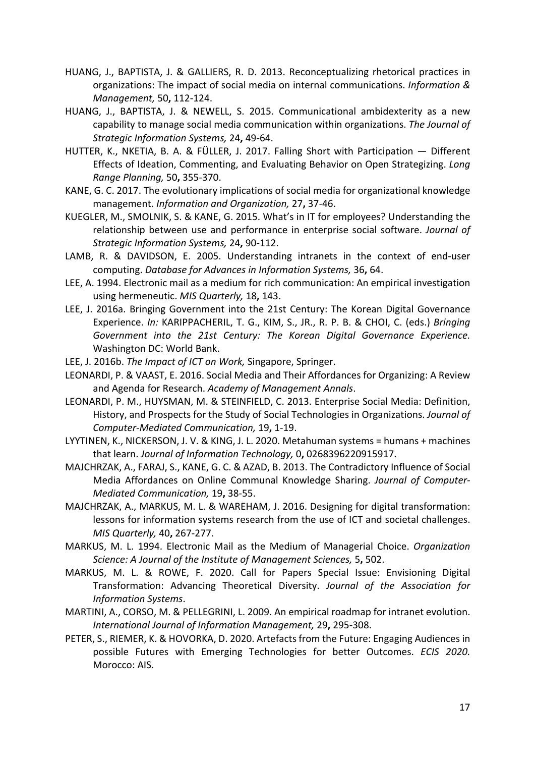HUANG, J., BAPTISTA, J. & GALLIERS, R. D. 2013. Reconceptualizing rhetorical practices in organizations: The impact of social media on internal communications. *Information & Management,* 50**,** 112-124.

HUANG, J., BAPTISTA, J. & NEWELL, S. 2015. Communicational ambidexterity as a new capability to manage social media communication within organizations. *The Journal of Strategic Information Systems,* 24**,** 49-64.

HUTTER, K., NKETIA, B. A. & FÜLLER, J. 2017. Falling Short with Participation — Different Effects of Ideation, Commenting, and Evaluating Behavior on Open Strategizing. *Long Range Planning,* 50**,** 355-370.

KANE, G. C. 2017. The evolutionary implications of social media for organizational knowledge management. *Information and Organization,* 27**,** 37-46.

KUEGLER, M., SMOLNIK, S. & KANE, G. 2015. What's in IT for employees? Understanding the relationship between use and performance in enterprise social software. *Journal of Strategic Information Systems,* 24**,** 90-112.

LAMB, R. & DAVIDSON, E. 2005. Understanding intranets in the context of end-user computing. *Database for Advances in Information Systems,* 36**,** 64.

LEE, A. 1994. Electronic mail as a medium for rich communication: An empirical investigation using hermeneutic. *MIS Quarterly,* 18**,** 143.

LEE, J. 2016a. Bringing Government into the 21st Century: The Korean Digital Governance Experience. *In:* KARIPPACHERIL, T. G., KIM, S., JR., R. P. B. & CHOI, C. (eds.) *Bringing Government into the 21st Century: The Korean Digital Governance Experience.* Washington DC: World Bank.

LEE, J. 2016b. *The Impact of ICT on Work,* Singapore, Springer.

LEONARDI, P. & VAAST, E. 2016. Social Media and Their Affordances for Organizing: A Review and Agenda for Research. *Academy of Management Annals*.

LEONARDI, P. M., HUYSMAN, M. & STEINFIELD, C. 2013. Enterprise Social Media: Definition, History, and Prospects for the Study of Social Technologies in Organizations. *Journal of Computer-Mediated Communication,* 19**,** 1-19.

LYYTINEN, K., NICKERSON, J. V. & KING, J. L. 2020. Metahuman systems = humans + machines that learn. *Journal of Information Technology,* 0**,** 0268396220915917.

MAJCHRZAK, A., FARAJ, S., KANE, G. C. & AZAD, B. 2013. The Contradictory Influence of Social Media Affordances on Online Communal Knowledge Sharing. *Journal of Computer-Mediated Communication,* 19**,** 38-55.

MAJCHRZAK, A., MARKUS, M. L. & WAREHAM, J. 2016. Designing for digital transformation: lessons for information systems research from the use of ICT and societal challenges. *MIS Quarterly,* 40**,** 267-277.

MARKUS, M. L. 1994. Electronic Mail as the Medium of Managerial Choice. *Organization Science: A Journal of the Institute of Management Sciences,* 5**,** 502.

MARKUS, M. L. & ROWE, F. 2020. Call for Papers Special Issue: Envisioning Digital Transformation: Advancing Theoretical Diversity. *Journal of the Association for Information Systems*.

MARTINI, A., CORSO, M. & PELLEGRINI, L. 2009. An empirical roadmap for intranet evolution. *International Journal of Information Management,* 29**,** 295-308.

PETER, S., RIEMER, K. & HOVORKA, D. 2020. Artefacts from the Future: Engaging Audiences in possible Futures with Emerging Technologies for better Outcomes. *ECIS 2020.* Morocco: AIS.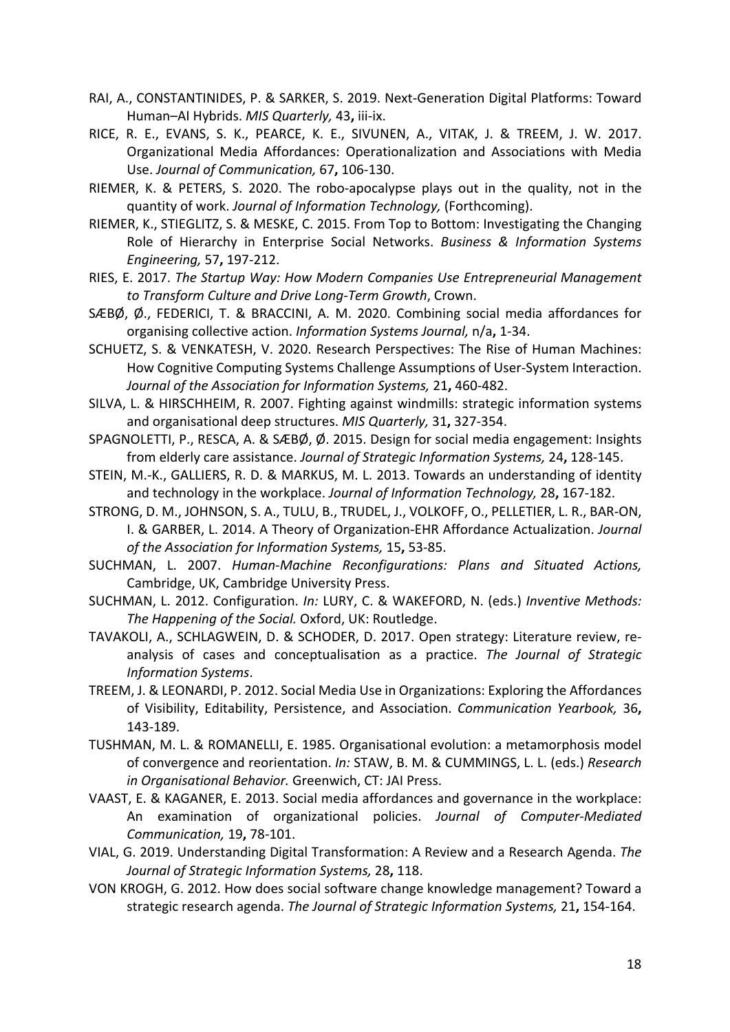RAI, A., CONSTANTINIDES, P. & SARKER, S. 2019. Next-Generation Digital Platforms: Toward Human–AI Hybrids. *MIS Quarterly,* 43**,** iii-ix.

RICE, R. E., EVANS, S. K., PEARCE, K. E., SIVUNEN, A., VITAK, J. & TREEM, J. W. 2017. Organizational Media Affordances: Operationalization and Associations with Media Use. *Journal of Communication,* 67**,** 106-130.

RIEMER, K. & PETERS, S. 2020. The robo-apocalypse plays out in the quality, not in the quantity of work. *Journal of Information Technology,* (Forthcoming).

RIEMER, K., STIEGLITZ, S. & MESKE, C. 2015. From Top to Bottom: Investigating the Changing Role of Hierarchy in Enterprise Social Networks. *Business & Information Systems Engineering,* 57**,** 197-212.

RIES, E. 2017. *The Startup Way: How Modern Companies Use Entrepreneurial Management to Transform Culture and Drive Long-Term Growth*, Crown.

SÆBØ, Ø., FEDERICI, T. & BRACCINI, A. M. 2020. Combining social media affordances for organising collective action. *Information Systems Journal,* n/a**,** 1-34.

SCHUETZ, S. & VENKATESH, V. 2020. Research Perspectives: The Rise of Human Machines: How Cognitive Computing Systems Challenge Assumptions of User-System Interaction. *Journal of the Association for Information Systems,* 21**,** 460-482.

SILVA, L. & HIRSCHHEIM, R. 2007. Fighting against windmills: strategic information systems and organisational deep structures. *MIS Quarterly,* 31**,** 327-354.

SPAGNOLETTI, P., RESCA, A. & SÆBØ, Ø. 2015. Design for social media engagement: Insights from elderly care assistance. *Journal of Strategic Information Systems,* 24**,** 128-145.

STEIN, M.-K., GALLIERS, R. D. & MARKUS, M. L. 2013. Towards an understanding of identity and technology in the workplace. *Journal of Information Technology,* 28**,** 167-182.

STRONG, D. M., JOHNSON, S. A., TULU, B., TRUDEL, J., VOLKOFF, O., PELLETIER, L. R., BAR-ON, I. & GARBER, L. 2014. A Theory of Organization-EHR Affordance Actualization. *Journal of the Association for Information Systems,* 15**,** 53-85.

SUCHMAN, L. 2007. *Human-Machine Reconfigurations: Plans and Situated Actions,* Cambridge, UK, Cambridge University Press.

SUCHMAN, L. 2012. Configuration. *In:* LURY, C. & WAKEFORD, N. (eds.) *Inventive Methods: The Happening of the Social.* Oxford, UK: Routledge.

TAVAKOLI, A., SCHLAGWEIN, D. & SCHODER, D. 2017. Open strategy: Literature review, re-analysis of cases and conceptualisation as a practice. *The Journal of Strategic Information Systems*.

TREEM, J. & LEONARDI, P. 2012. Social Media Use in Organizations: Exploring the Affordances of Visibility, Editability, Persistence, and Association. *Communication Yearbook,* 36**,** 143-189.

TUSHMAN, M. L. & ROMANELLI, E. 1985. Organisational evolution: a metamorphosis model of convergence and reorientation. *In:* STAW, B. M. & CUMMINGS, L. L. (eds.) *Research in Organisational Behavior.* Greenwich, CT: JAI Press.

VAAST, E. & KAGANER, E. 2013. Social media affordances and governance in the workplace: An examination of organizational policies. *Journal of Computer-Mediated Communication,* 19**,** 78-101.

VIAL, G. 2019. Understanding Digital Transformation: A Review and a Research Agenda. *The Journal of Strategic Information Systems,* 28**,** 118.

VON KROGH, G. 2012. How does social software change knowledge management? Toward a strategic research agenda. *The Journal of Strategic Information Systems,* 21**,** 154-164.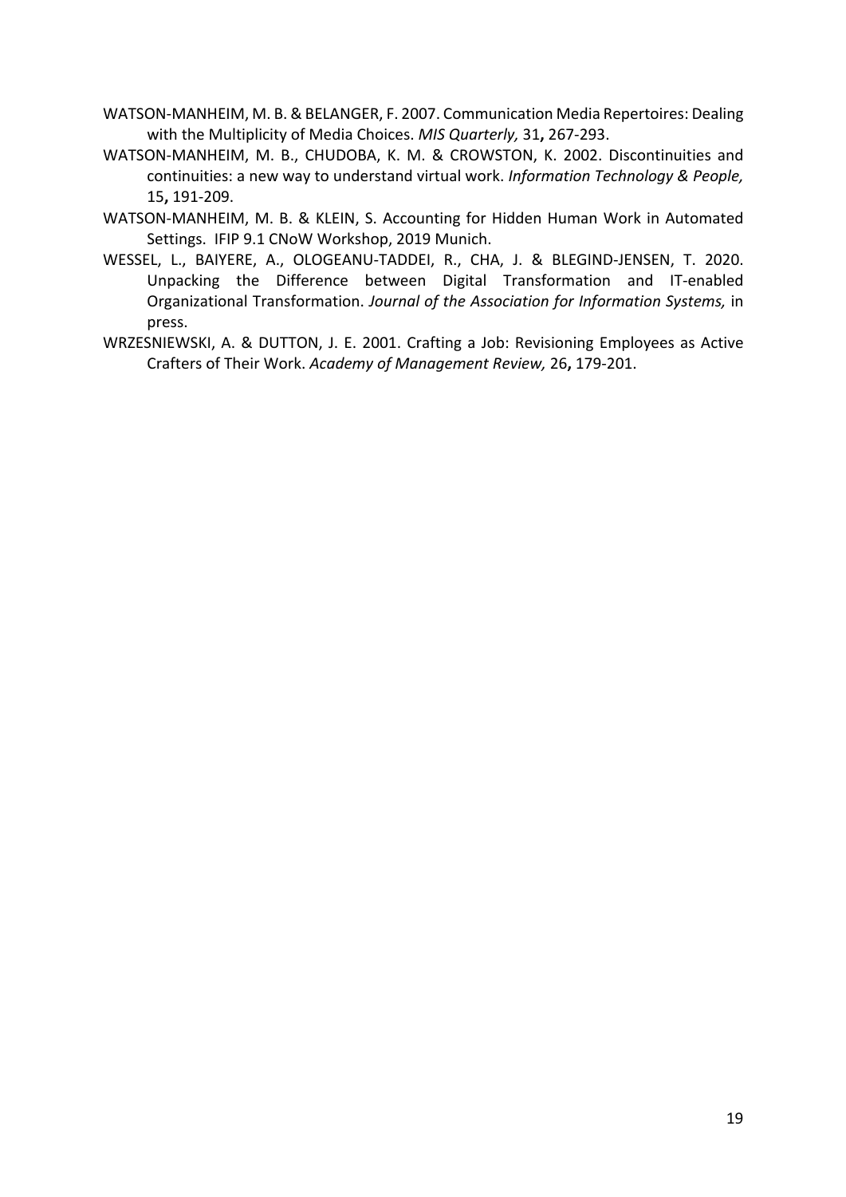WATSON-MANHEIM, M. B. & BELANGER, F. 2007. Communication Media Repertoires: Dealing with the Multiplicity of Media Choices. *MIS Quarterly,* 31**,** 267-293.

WATSON-MANHEIM, M. B., CHUDOBA, K. M. & CROWSTON, K. 2002. Discontinuities and continuities: a new way to understand virtual work. *Information Technology & People,* 15**,** 191-209.

WATSON-MANHEIM, M. B. & KLEIN, S. Accounting for Hidden Human Work in Automated Settings. IFIP 9.1 CNoW Workshop, 2019 Munich.

WESSEL, L., BAIYERE, A., OLOGEANU-TADDEI, R., CHA, J. & BLEGIND-JENSEN, T. 2020. Unpacking the Difference between Digital Transformation and IT-enabled Organizational Transformation. *Journal of the Association for Information Systems,* in press.

WRZESNIEWSKI, A. & DUTTON, J. E. 2001. Crafting a Job: Revisioning Employees as Active Crafters of Their Work. *Academy of Management Review,* 26**,** 179-201.